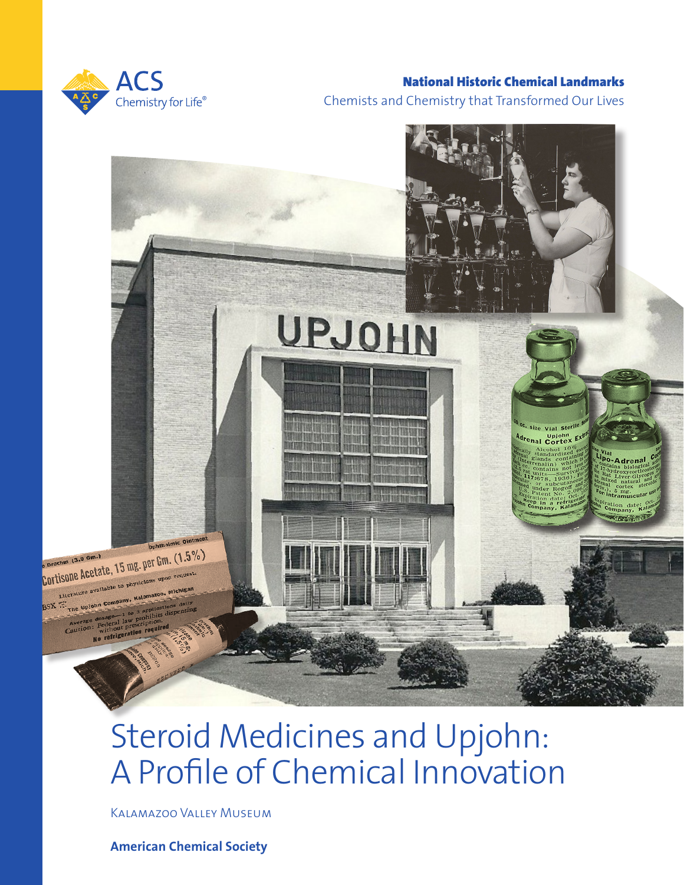ACS
Chemistry for Life®

**National Historic Chemical Landmarks**

Chemists and Chemistry that Transformed Our Lives

# Steroid Medicines and Upjohn: A Profile of Chemical Innovation

Kalamazoo Valley Museum

**American Chemical Society**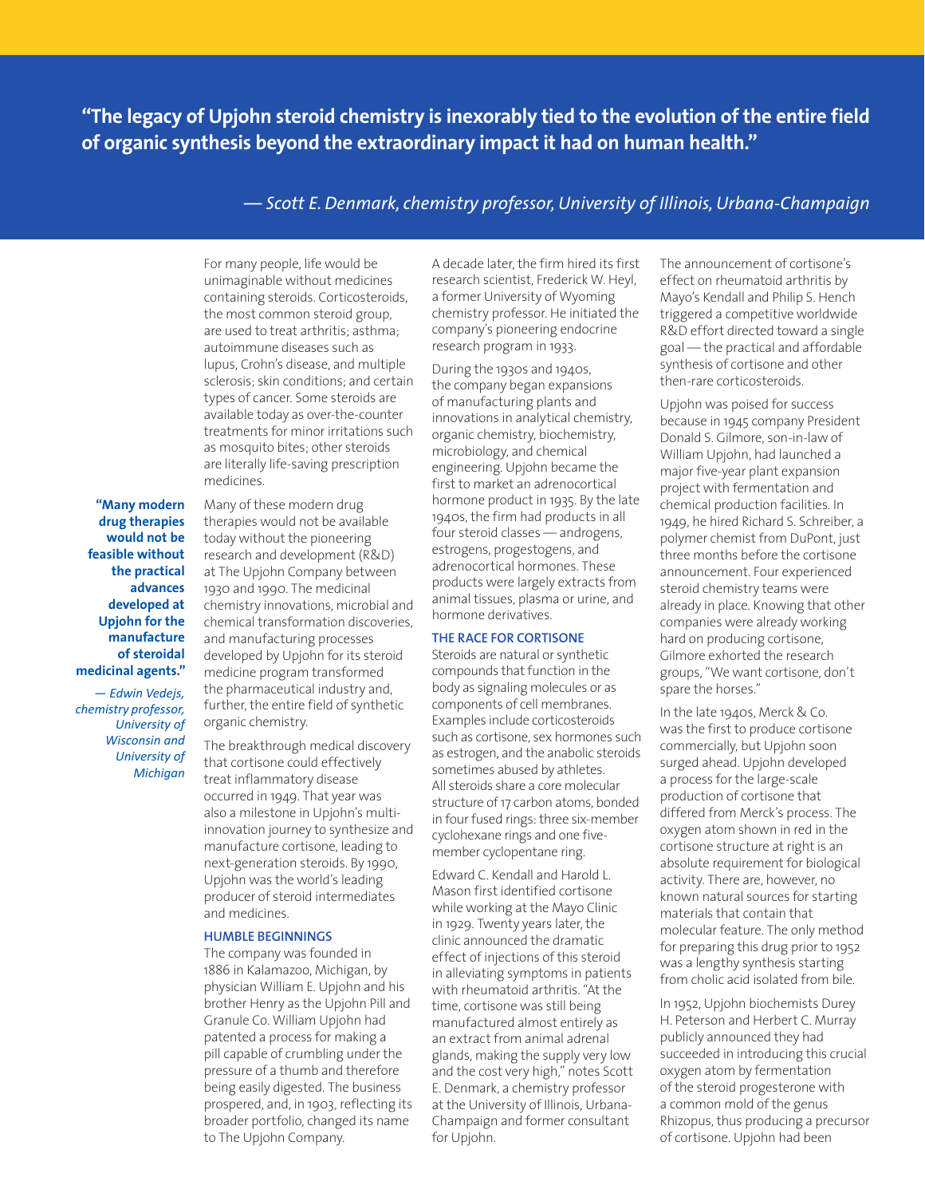> **"The legacy of Upjohn steroid chemistry is inexorably tied to the evolution of the entire field of organic synthesis beyond the extraordinary impact it had on human health."**
>
> *— Scott E. Denmark, chemistry professor, University of Illinois, Urbana-Champaign*

For many people, life would be unimaginable without medicines containing steroids. Corticosteroids, the most common steroid group, are used to treat arthritis; asthma; autoimmune diseases such as lupus, Crohn's disease, and multiple sclerosis; skin conditions; and certain types of cancer. Some steroids are available today as over-the-counter treatments for minor irritations such as mosquito bites; other steroids are literally life-saving prescription medicines.

> **"Many modern drug therapies would not be feasible without the practical advances developed at Upjohn for the manufacture of steroidal medicinal agents."**
>
> *— Edwin Vedejs, chemistry professor, University of Wisconsin and University of Michigan*

Many of these modern drug therapies would not be available today without the pioneering research and development (R&D) at The Upjohn Company between 1930 and 1990. The medicinal chemistry innovations, microbial and chemical transformation discoveries, and manufacturing processes developed by Upjohn for its steroid medicine program transformed the pharmaceutical industry and, further, the entire field of synthetic organic chemistry.

The breakthrough medical discovery that cortisone could effectively treat inflammatory disease occurred in 1949. That year was also a milestone in Upjohn's multi-innovation journey to synthesize and manufacture cortisone, leading to next-generation steroids. By 1990, Upjohn was the world's leading producer of steroid intermediates and medicines.

## HUMBLE BEGINNINGS

The company was founded in 1886 in Kalamazoo, Michigan, by physician William E. Upjohn and his brother Henry as the Upjohn Pill and Granule Co. William Upjohn had patented a process for making a pill capable of crumbling under the pressure of a thumb and therefore being easily digested. The business prospered, and, in 1903, reflecting its broader portfolio, changed its name to The Upjohn Company.

A decade later, the firm hired its first research scientist, Frederick W. Heyl, a former University of Wyoming chemistry professor. He initiated the company's pioneering endocrine research program in 1933.

During the 1930s and 1940s, the company began expansions of manufacturing plants and innovations in analytical chemistry, organic chemistry, biochemistry, microbiology, and chemical engineering. Upjohn became the first to market an adrenocortical hormone product in 1935. By the late 1940s, the firm had products in all four steroid classes — androgens, estrogens, progestogens, and adrenocortical hormones. These products were largely extracts from animal tissues, plasma or urine, and hormone derivatives.

## THE RACE FOR CORTISONE

Steroids are natural or synthetic compounds that function in the body as signaling molecules or as components of cell membranes. Examples include corticosteroids such as cortisone, sex hormones such as estrogen, and the anabolic steroids sometimes abused by athletes. All steroids share a core molecular structure of 17 carbon atoms, bonded in four fused rings: three six-member cyclohexane rings and one five-member cyclopentane ring.

Edward C. Kendall and Harold L. Mason first identified cortisone while working at the Mayo Clinic in 1929. Twenty years later, the clinic announced the dramatic effect of injections of this steroid in alleviating symptoms in patients with rheumatoid arthritis. "At the time, cortisone was still being manufactured almost entirely as an extract from animal adrenal glands, making the supply very low and the cost very high," notes Scott E. Denmark, a chemistry professor at the University of Illinois, Urbana-Champaign and former consultant for Upjohn.

The announcement of cortisone's effect on rheumatoid arthritis by Mayo's Kendall and Philip S. Hench triggered a competitive worldwide R&D effort directed toward a single goal — the practical and affordable synthesis of cortisone and other then-rare corticosteroids.

Upjohn was poised for success because in 1945 company President Donald S. Gilmore, son-in-law of William Upjohn, had launched a major five-year plant expansion project with fermentation and chemical production facilities. In 1949, he hired Richard S. Schreiber, a polymer chemist from DuPont, just three months before the cortisone announcement. Four experienced steroid chemistry teams were already in place. Knowing that other companies were already working hard on producing cortisone, Gilmore exhorted the research groups, "We want cortisone, don't spare the horses."

In the late 1940s, Merck & Co. was the first to produce cortisone commercially, but Upjohn soon surged ahead. Upjohn developed a process for the large-scale production of cortisone that differed from Merck's process. The oxygen atom shown in red in the cortisone structure at right is an absolute requirement for biological activity. There are, however, no known natural sources for starting materials that contain that molecular feature. The only method for preparing this drug prior to 1952 was a lengthy synthesis starting from cholic acid isolated from bile.

In 1952, Upjohn biochemists Durey H. Peterson and Herbert C. Murray publicly announced they had succeeded in introducing this crucial oxygen atom by fermentation of the steroid progesterone with a common mold of the genus Rhizopus, thus producing a precursor of cortisone. Upjohn had been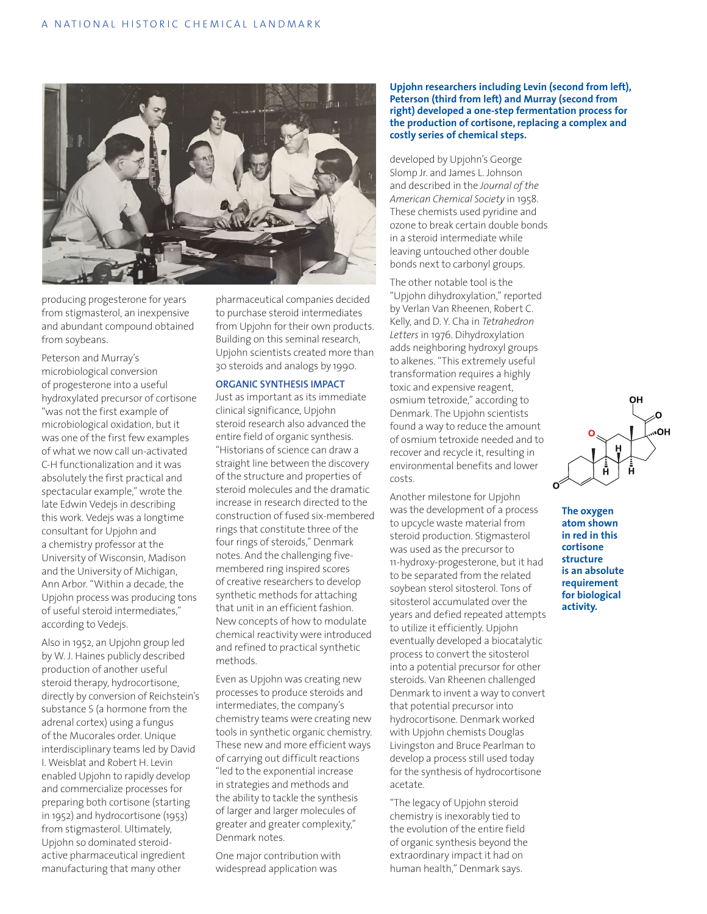Upjohn researchers including Levin (second from left), Peterson (third from left) and Murray (second from right) developed a one-step fermentation process for the production of cortisone, replacing a complex and costly series of chemical steps.

producing progesterone for years from stigmasterol, an inexpensive and abundant compound obtained from soybeans.

Peterson and Murray's microbiological conversion of progesterone into a useful hydroxylated precursor of cortisone "was not the first example of microbiological oxidation, but it was one of the first few examples of what we now call un-activated C-H functionalization and it was absolutely the first practical and spectacular example," wrote the late Edwin Vedejs in describing this work. Vedejs was a longtime consultant for Upjohn and a chemistry professor at the University of Wisconsin, Madison and the University of Michigan, Ann Arbor. "Within a decade, the Upjohn process was producing tons of useful steroid intermediates," according to Vedejs.

Also in 1952, an Upjohn group led by W. J. Haines publicly described production of another useful steroid therapy, hydrocortisone, directly by conversion of Reichstein's substance S (a hormone from the adrenal cortex) using a fungus of the Mucorales order. Unique interdisciplinary teams led by David I. Weisblat and Robert H. Levin enabled Upjohn to rapidly develop and commercialize processes for preparing both cortisone (starting in 1952) and hydrocortisone (1953) from stigmasterol. Ultimately, Upjohn so dominated steroid-active pharmaceutical ingredient manufacturing that many other pharmaceutical companies decided to purchase steroid intermediates from Upjohn for their own products. Building on this seminal research, Upjohn scientists created more than 30 steroids and analogs by 1990.

## ORGANIC SYNTHESIS IMPACT

Just as important as its immediate clinical significance, Upjohn steroid research also advanced the entire field of organic synthesis. "Historians of science can draw a straight line between the discovery of the structure and properties of steroid molecules and the dramatic increase in research directed to the construction of fused six-membered rings that constitute three of the four rings of steroids," Denmark notes. And the challenging five-membered ring inspired scores of creative researchers to develop synthetic methods for attaching that unit in an efficient fashion. New concepts of how to modulate chemical reactivity were introduced and refined to practical synthetic methods.

Even as Upjohn was creating new processes to produce steroids and intermediates, the company's chemistry teams were creating new tools in synthetic organic chemistry. These new and more efficient ways of carrying out difficult reactions "led to the exponential increase in strategies and methods and the ability to tackle the synthesis of larger and larger molecules of greater and greater complexity," Denmark notes.

One major contribution with widespread application was developed by Upjohn's George Slomp Jr. and James L. Johnson and described in the *Journal of the American Chemical Society* in 1958. These chemists used pyridine and ozone to break certain double bonds in a steroid intermediate while leaving untouched other double bonds next to carbonyl groups.

The other notable tool is the "Upjohn dihydroxylation," reported by Verlan Van Rheenen, Robert C. Kelly, and D. Y. Cha in *Tetrahedron Letters* in 1976. Dihydroxylation adds neighboring hydroxyl groups to alkenes. "This extremely useful transformation requires a highly toxic and expensive reagent, osmium tetroxide," according to Denmark. The Upjohn scientists found a way to reduce the amount of osmium tetroxide needed and to recover and recycle it, resulting in environmental benefits and lower costs.

Another milestone for Upjohn was the development of a process to upcycle waste material from steroid production. Stigmasterol was used as the precursor to 11-hydroxy-progesterone, but it had to be separated from the related soybean sterol sitosterol. Tons of sitosterol accumulated over the years and defied repeated attempts to utilize it efficiently. Upjohn eventually developed a biocatalytic process to convert the sitosterol into a potential precursor for other steroids. Van Rheenen challenged Denmark to invent a way to convert that potential precursor into hydrocortisone. Denmark worked with Upjohn chemists Douglas Livingston and Bruce Pearlman to develop a process still used today for the synthesis of hydrocortisone acetate.

"The legacy of Upjohn steroid chemistry is inexorably tied to the evolution of the entire field of organic synthesis beyond the extraordinary impact it had on human health," Denmark says.

The oxygen atom shown in red in this cortisone structure is an absolute requirement for biological activity.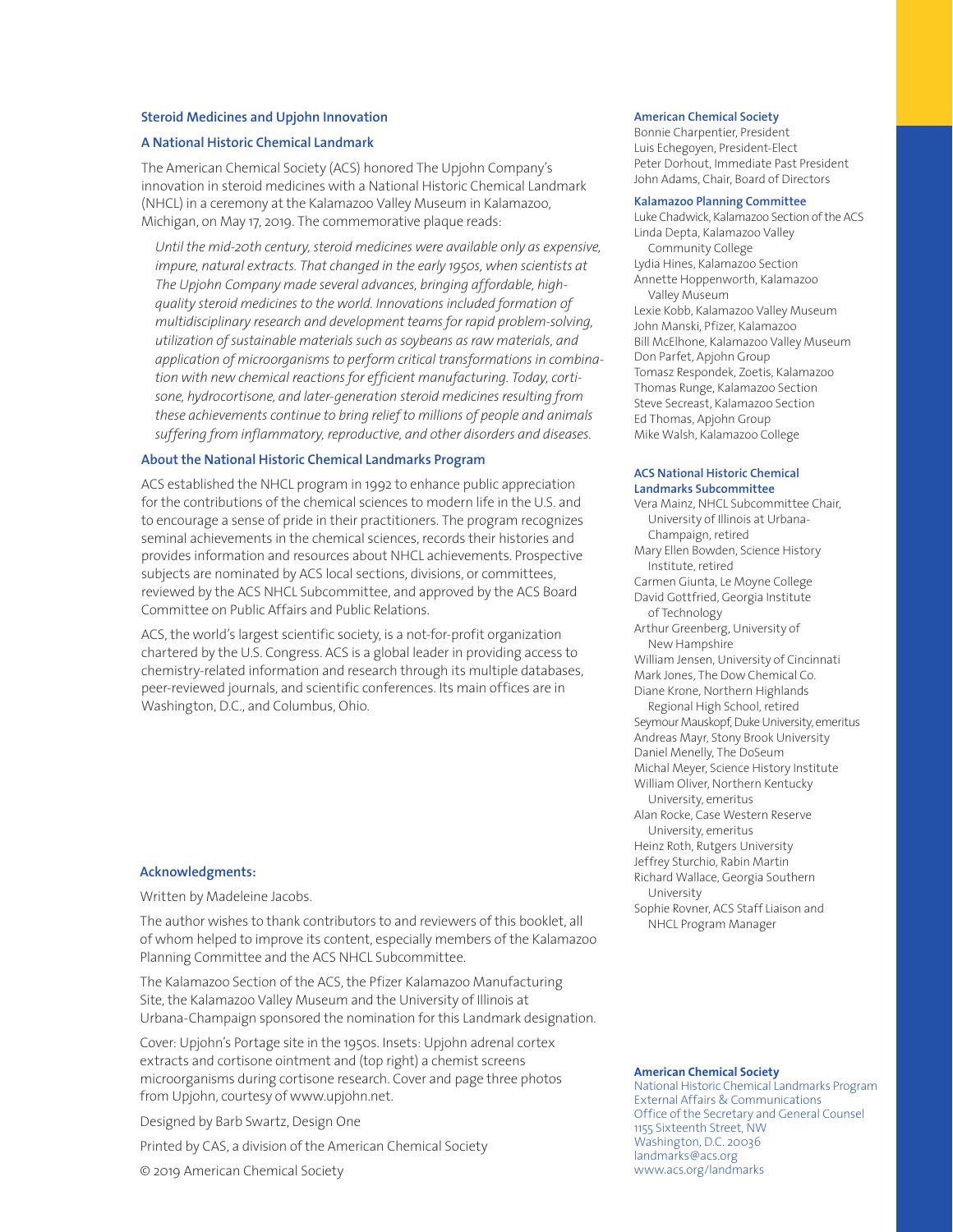## Steroid Medicines and Upjohn Innovation

### A National Historic Chemical Landmark

The American Chemical Society (ACS) honored The Upjohn Company's innovation in steroid medicines with a National Historic Chemical Landmark (NHCL) in a ceremony at the Kalamazoo Valley Museum in Kalamazoo, Michigan, on May 17, 2019. The commemorative plaque reads:

*Until the mid-20th century, steroid medicines were available only as expensive, impure, natural extracts. That changed in the early 1950s, when scientists at The Upjohn Company made several advances, bringing affordable, high-quality steroid medicines to the world. Innovations included formation of multidisciplinary research and development teams for rapid problem-solving, utilization of sustainable materials such as soybeans as raw materials, and application of microorganisms to perform critical transformations in combination with new chemical reactions for efficient manufacturing. Today, cortisone, hydrocortisone, and later-generation steroid medicines resulting from these achievements continue to bring relief to millions of people and animals suffering from inflammatory, reproductive, and other disorders and diseases.*

### About the National Historic Chemical Landmarks Program

ACS established the NHCL program in 1992 to enhance public appreciation for the contributions of the chemical sciences to modern life in the U.S. and to encourage a sense of pride in their practitioners. The program recognizes seminal achievements in the chemical sciences, records their histories and provides information and resources about NHCL achievements. Prospective subjects are nominated by ACS local sections, divisions, or committees, reviewed by the ACS NHCL Subcommittee, and approved by the ACS Board Committee on Public Affairs and Public Relations.

ACS, the world's largest scientific society, is a not-for-profit organization chartered by the U.S. Congress. ACS is a global leader in providing access to chemistry-related information and research through its multiple databases, peer-reviewed journals, and scientific conferences. Its main offices are in Washington, D.C., and Columbus, Ohio.

### Acknowledgments:

Written by Madeleine Jacobs.

The author wishes to thank contributors to and reviewers of this booklet, all of whom helped to improve its content, especially members of the Kalamazoo Planning Committee and the ACS NHCL Subcommittee.

The Kalamazoo Section of the ACS, the Pfizer Kalamazoo Manufacturing Site, the Kalamazoo Valley Museum and the University of Illinois at Urbana-Champaign sponsored the nomination for this Landmark designation.

Cover: Upjohn's Portage site in the 1950s. Insets: Upjohn adrenal cortex extracts and cortisone ointment and (top right) a chemist screens microorganisms during cortisone research. Cover and page three photos from Upjohn, courtesy of www.upjohn.net.

Designed by Barb Swartz, Design One

Printed by CAS, a division of the American Chemical Society

© 2019 American Chemical Society

### American Chemical Society

Bonnie Charpentier, President
Luis Echegoyen, President-Elect
Peter Dorhout, Immediate Past President
John Adams, Chair, Board of Directors

### Kalamazoo Planning Committee

Luke Chadwick, Kalamazoo Section of the ACS
Linda Depta, Kalamazoo Valley Community College
Lydia Hines, Kalamazoo Section
Annette Hoppenworth, Kalamazoo Valley Museum
Lexie Kobb, Kalamazoo Valley Museum
John Manski, Pfizer, Kalamazoo
Bill McElhone, Kalamazoo Valley Museum
Don Parfet, Apjohn Group
Tomasz Respondek, Zoetis, Kalamazoo
Thomas Runge, Kalamazoo Section
Steve Secreast, Kalamazoo Section
Ed Thomas, Apjohn Group
Mike Walsh, Kalamazoo College

### ACS National Historic Chemical Landmarks Subcommittee

Vera Mainz, NHCL Subcommittee Chair, University of Illinois at Urbana-Champaign, retired
Mary Ellen Bowden, Science History Institute, retired
Carmen Giunta, Le Moyne College
David Gottfried, Georgia Institute of Technology
Arthur Greenberg, University of New Hampshire
William Jensen, University of Cincinnati
Mark Jones, The Dow Chemical Co.
Diane Krone, Northern Highlands Regional High School, retired
Seymour Mauskopf, Duke University, emeritus
Andreas Mayr, Stony Brook University
Daniel Menelly, The DoSeum
Michal Meyer, Science History Institute
William Oliver, Northern Kentucky University, emeritus
Alan Rocke, Case Western Reserve University, emeritus
Heinz Roth, Rutgers University
Jeffrey Sturchio, Rabin Martin
Richard Wallace, Georgia Southern University
Sophie Rovner, ACS Staff Liaison and NHCL Program Manager

**American Chemical Society**
National Historic Chemical Landmarks Program
External Affairs & Communications
Office of the Secretary and General Counsel
1155 Sixteenth Street, NW
Washington, D.C. 20036
landmarks@acs.org
www.acs.org/landmarks